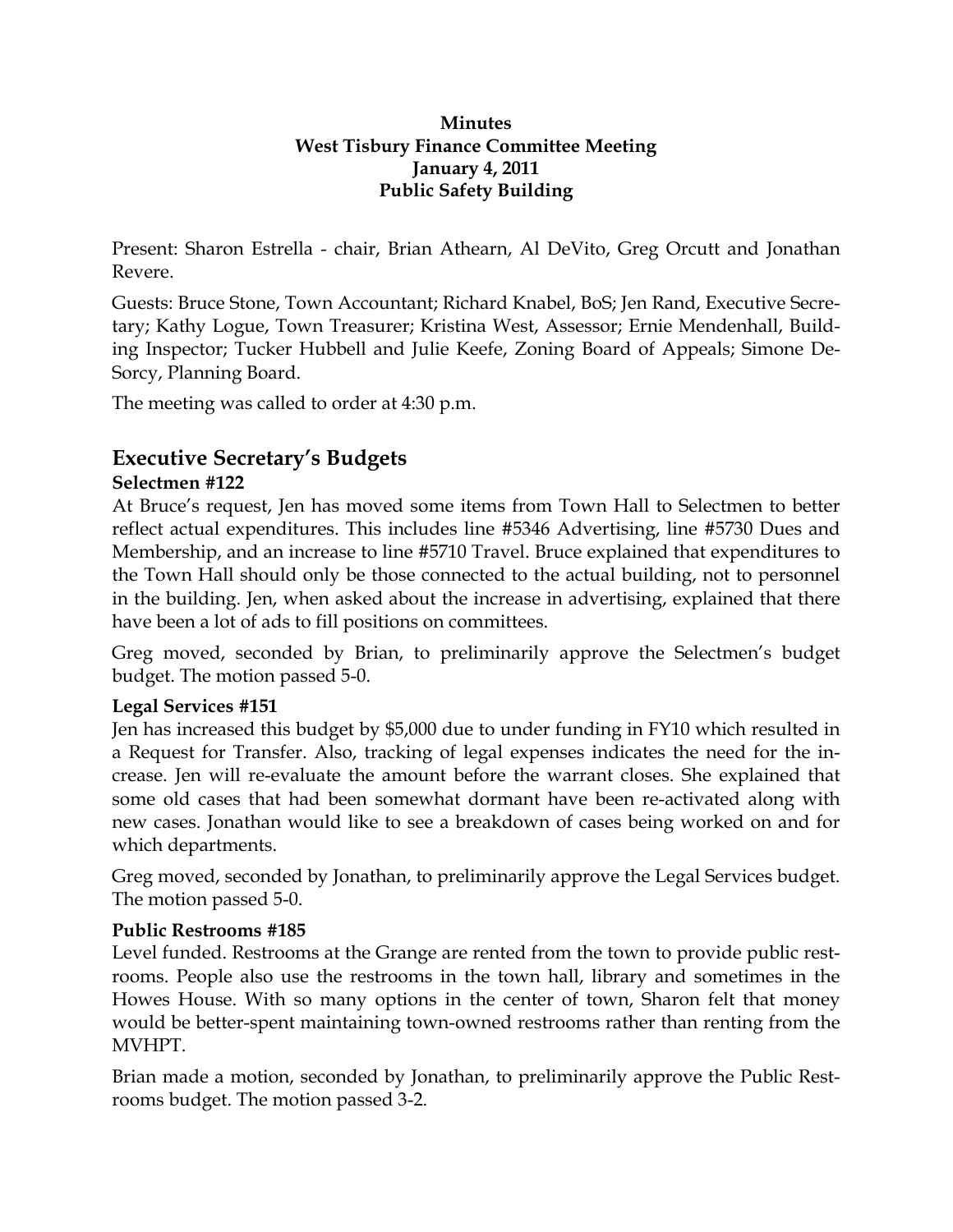**Minutes**
**West Tisbury Finance Committee Meeting**
**January 4, 2011**
**Public Safety Building**

Present: Sharon Estrella - chair, Brian Athearn, Al DeVito, Greg Orcutt and Jonathan Revere.

Guests: Bruce Stone, Town Accountant; Richard Knabel, BoS; Jen Rand, Executive Secretary; Kathy Logue, Town Treasurer; Kristina West, Assessor; Ernie Mendenhall, Building Inspector; Tucker Hubbell and Julie Keefe, Zoning Board of Appeals; Simone DeSorcy, Planning Board.

The meeting was called to order at 4:30 p.m.

## Executive Secretary's Budgets

### Selectmen #122

At Bruce's request, Jen has moved some items from Town Hall to Selectmen to better reflect actual expenditures. This includes line #5346 Advertising, line #5730 Dues and Membership, and an increase to line #5710 Travel. Bruce explained that expenditures to the Town Hall should only be those connected to the actual building, not to personnel in the building. Jen, when asked about the increase in advertising, explained that there have been a lot of ads to fill positions on committees.

Greg moved, seconded by Brian, to preliminarily approve the Selectmen's budget budget. The motion passed 5-0.

### Legal Services #151

Jen has increased this budget by $5,000 due to under funding in FY10 which resulted in a Request for Transfer. Also, tracking of legal expenses indicates the need for the increase. Jen will re-evaluate the amount before the warrant closes. She explained that some old cases that had been somewhat dormant have been re-activated along with new cases. Jonathan would like to see a breakdown of cases being worked on and for which departments.

Greg moved, seconded by Jonathan, to preliminarily approve the Legal Services budget. The motion passed 5-0.

### Public Restrooms #185

Level funded. Restrooms at the Grange are rented from the town to provide public restrooms. People also use the restrooms in the town hall, library and sometimes in the Howes House. With so many options in the center of town, Sharon felt that money would be better-spent maintaining town-owned restrooms rather than renting from the MVHPT.

Brian made a motion, seconded by Jonathan, to preliminarily approve the Public Restrooms budget. The motion passed 3-2.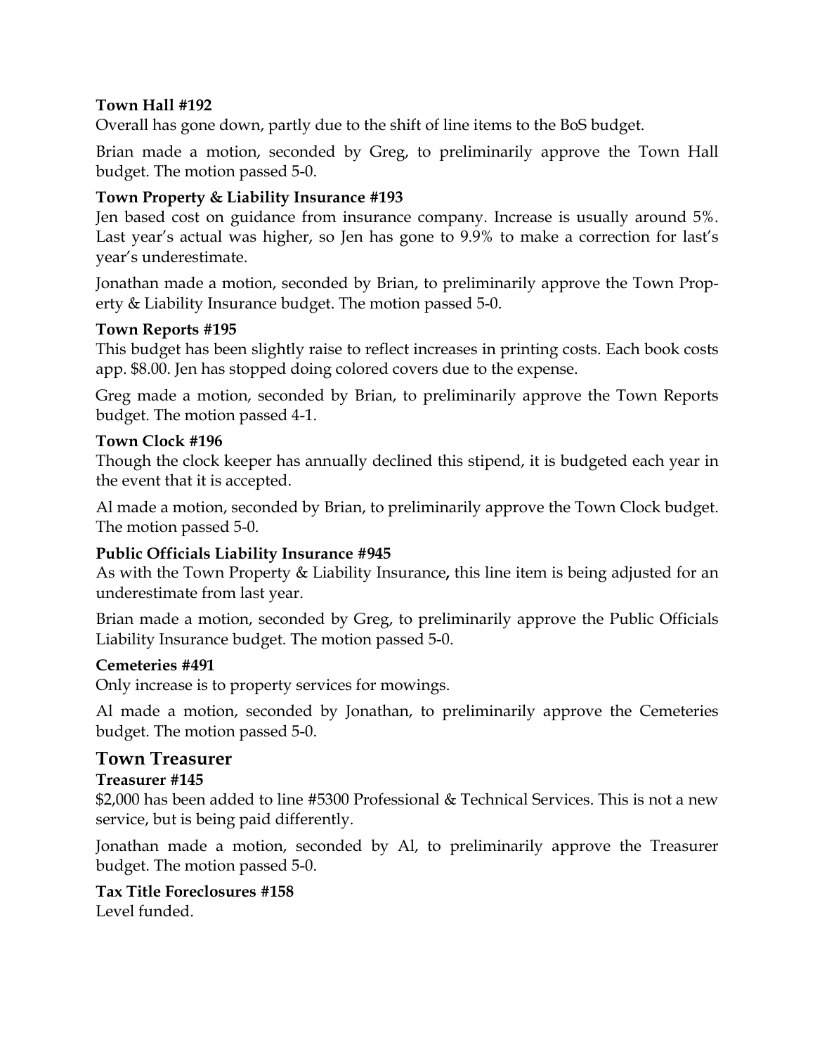**Town Hall #192**

Overall has gone down, partly due to the shift of line items to the BoS budget.

Brian made a motion, seconded by Greg, to preliminarily approve the Town Hall budget. The motion passed 5-0.

**Town Property & Liability Insurance #193**

Jen based cost on guidance from insurance company. Increase is usually around 5%. Last year's actual was higher, so Jen has gone to 9.9% to make a correction for last's year's underestimate.

Jonathan made a motion, seconded by Brian, to preliminarily approve the Town Property & Liability Insurance budget. The motion passed 5-0.

**Town Reports #195**

This budget has been slightly raise to reflect increases in printing costs. Each book costs app. $8.00. Jen has stopped doing colored covers due to the expense.

Greg made a motion, seconded by Brian, to preliminarily approve the Town Reports budget. The motion passed 4-1.

**Town Clock #196**

Though the clock keeper has annually declined this stipend, it is budgeted each year in the event that it is accepted.

Al made a motion, seconded by Brian, to preliminarily approve the Town Clock budget. The motion passed 5-0.

**Public Officials Liability Insurance #945**

As with the Town Property & Liability Insurance**,** this line item is being adjusted for an underestimate from last year.

Brian made a motion, seconded by Greg, to preliminarily approve the Public Officials Liability Insurance budget. The motion passed 5-0.

**Cemeteries #491**

Only increase is to property services for mowings.

Al made a motion, seconded by Jonathan, to preliminarily approve the Cemeteries budget. The motion passed 5-0.

## Town Treasurer

**Treasurer #145**

$2,000 has been added to line #5300 Professional & Technical Services. This is not a new service, but is being paid differently.

Jonathan made a motion, seconded by Al, to preliminarily approve the Treasurer budget. The motion passed 5-0.

**Tax Title Foreclosures #158**

Level funded.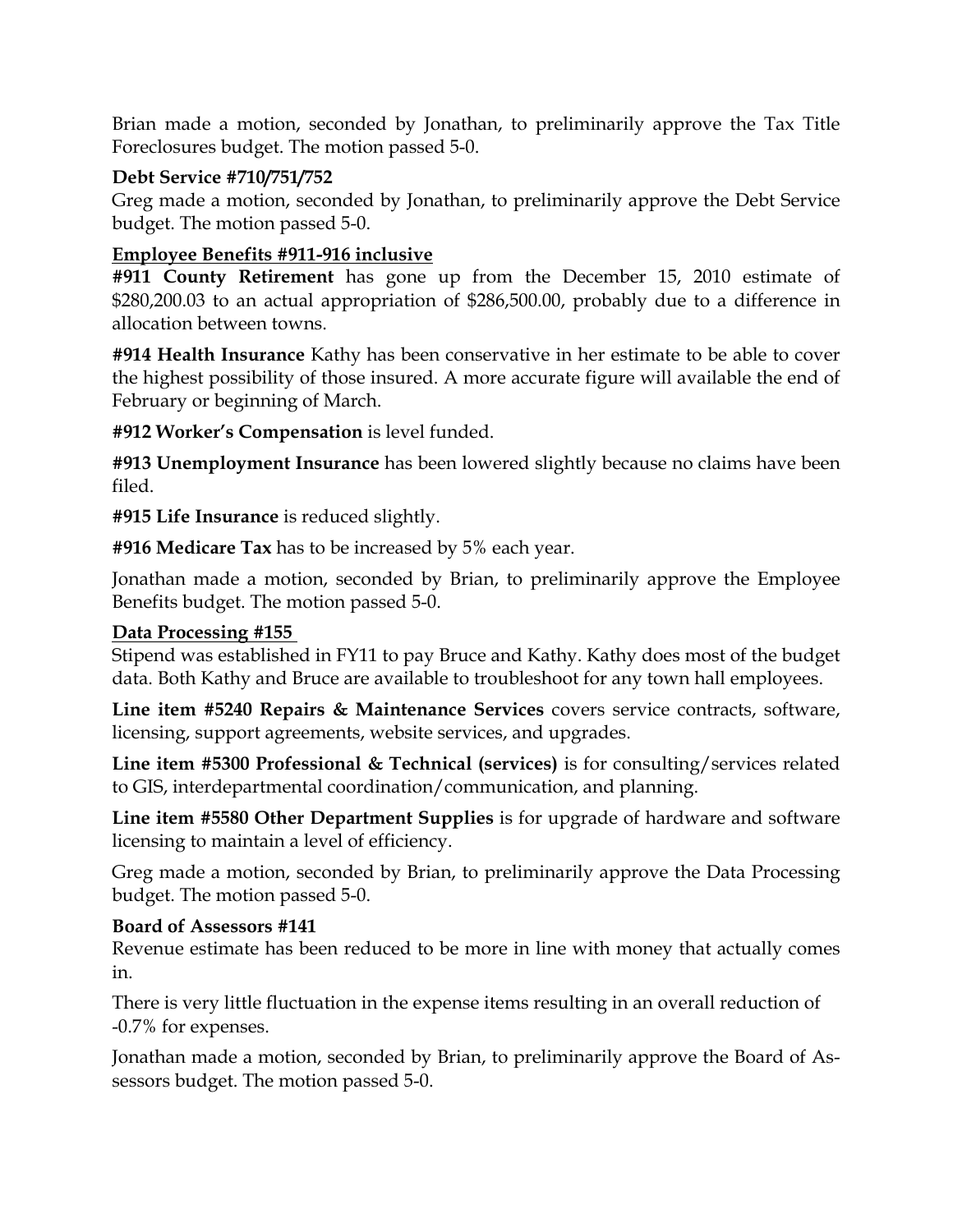Brian made a motion, seconded by Jonathan, to preliminarily approve the Tax Title Foreclosures budget. The motion passed 5-0.

**Debt Service #710/751/752**

Greg made a motion, seconded by Jonathan, to preliminarily approve the Debt Service budget. The motion passed 5-0.

**Employee Benefits #911-916 inclusive**

**#911 County Retirement** has gone up from the December 15, 2010 estimate of $280,200.03 to an actual appropriation of $286,500.00, probably due to a difference in allocation between towns.

**#914 Health Insurance** Kathy has been conservative in her estimate to be able to cover the highest possibility of those insured. A more accurate figure will available the end of February or beginning of March.

**#912 Worker's Compensation** is level funded.

**#913 Unemployment Insurance** has been lowered slightly because no claims have been filed.

**#915 Life Insurance** is reduced slightly.

**#916 Medicare Tax** has to be increased by 5% each year.

Jonathan made a motion, seconded by Brian, to preliminarily approve the Employee Benefits budget. The motion passed 5-0.

**Data Processing #155**

Stipend was established in FY11 to pay Bruce and Kathy. Kathy does most of the budget data. Both Kathy and Bruce are available to troubleshoot for any town hall employees.

**Line item #5240 Repairs & Maintenance Services** covers service contracts, software, licensing, support agreements, website services, and upgrades.

**Line item #5300 Professional & Technical (services)** is for consulting/services related to GIS, interdepartmental coordination/communication, and planning.

**Line item #5580 Other Department Supplies** is for upgrade of hardware and software licensing to maintain a level of efficiency.

Greg made a motion, seconded by Brian, to preliminarily approve the Data Processing budget. The motion passed 5-0.

**Board of Assessors #141**

Revenue estimate has been reduced to be more in line with money that actually comes in.

There is very little fluctuation in the expense items resulting in an overall reduction of -0.7% for expenses.

Jonathan made a motion, seconded by Brian, to preliminarily approve the Board of Assessors budget. The motion passed 5-0.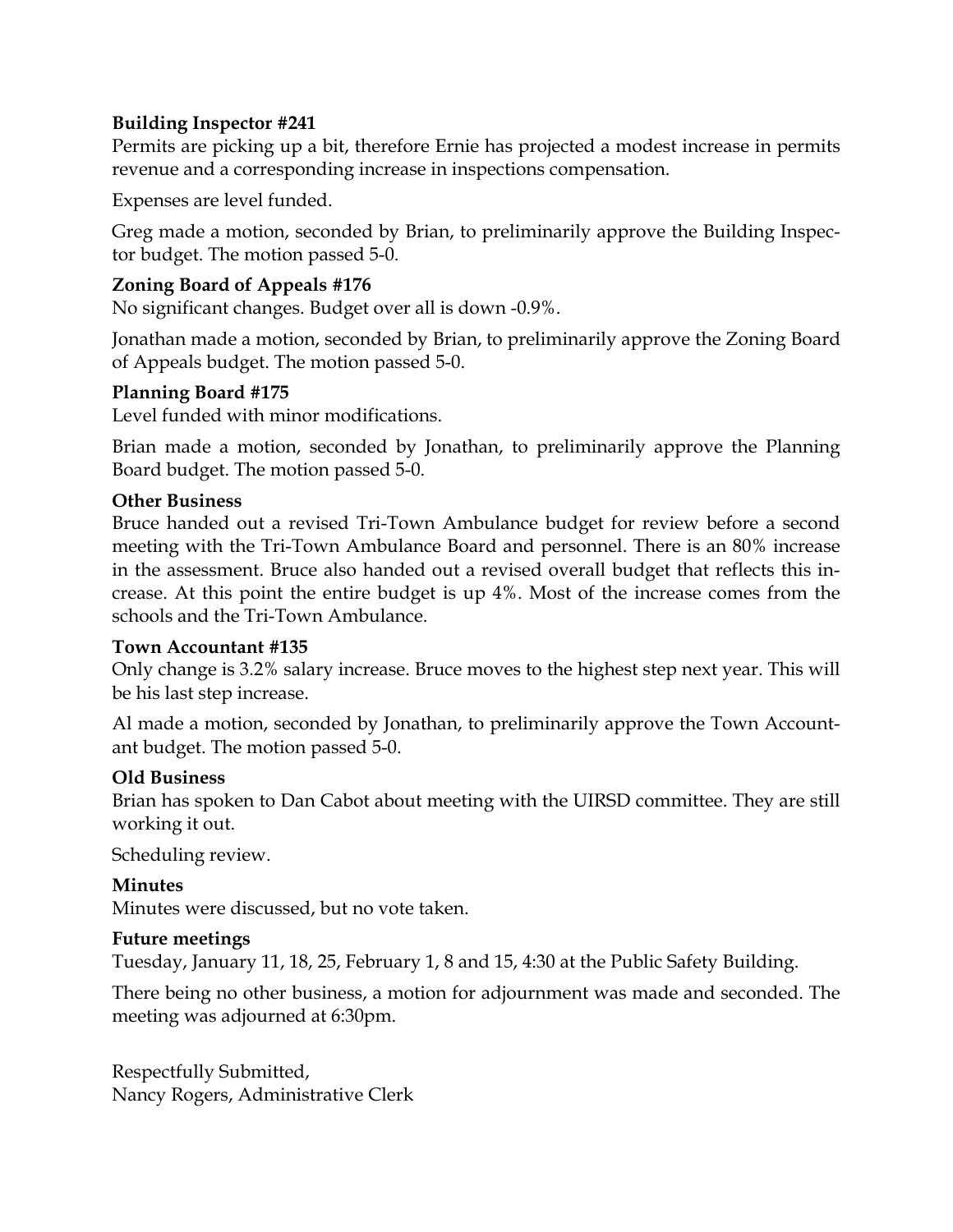**Building Inspector #241**

Permits are picking up a bit, therefore Ernie has projected a modest increase in permits revenue and a corresponding increase in inspections compensation.

Expenses are level funded.

Greg made a motion, seconded by Brian, to preliminarily approve the Building Inspector budget. The motion passed 5-0.

**Zoning Board of Appeals #176**

No significant changes. Budget over all is down -0.9%.

Jonathan made a motion, seconded by Brian, to preliminarily approve the Zoning Board of Appeals budget. The motion passed 5-0.

**Planning Board #175**

Level funded with minor modifications.

Brian made a motion, seconded by Jonathan, to preliminarily approve the Planning Board budget. The motion passed 5-0.

**Other Business**

Bruce handed out a revised Tri-Town Ambulance budget for review before a second meeting with the Tri-Town Ambulance Board and personnel. There is an 80% increase in the assessment. Bruce also handed out a revised overall budget that reflects this increase. At this point the entire budget is up 4%. Most of the increase comes from the schools and the Tri-Town Ambulance.

**Town Accountant #135**

Only change is 3.2% salary increase. Bruce moves to the highest step next year. This will be his last step increase.

Al made a motion, seconded by Jonathan, to preliminarily approve the Town Accountant budget. The motion passed 5-0.

**Old Business**

Brian has spoken to Dan Cabot about meeting with the UIRSD committee. They are still working it out.

Scheduling review.

**Minutes**

Minutes were discussed, but no vote taken.

**Future meetings**

Tuesday, January 11, 18, 25, February 1, 8 and 15, 4:30 at the Public Safety Building.

There being no other business, a motion for adjournment was made and seconded. The meeting was adjourned at 6:30pm.

Respectfully Submitted,
Nancy Rogers, Administrative Clerk